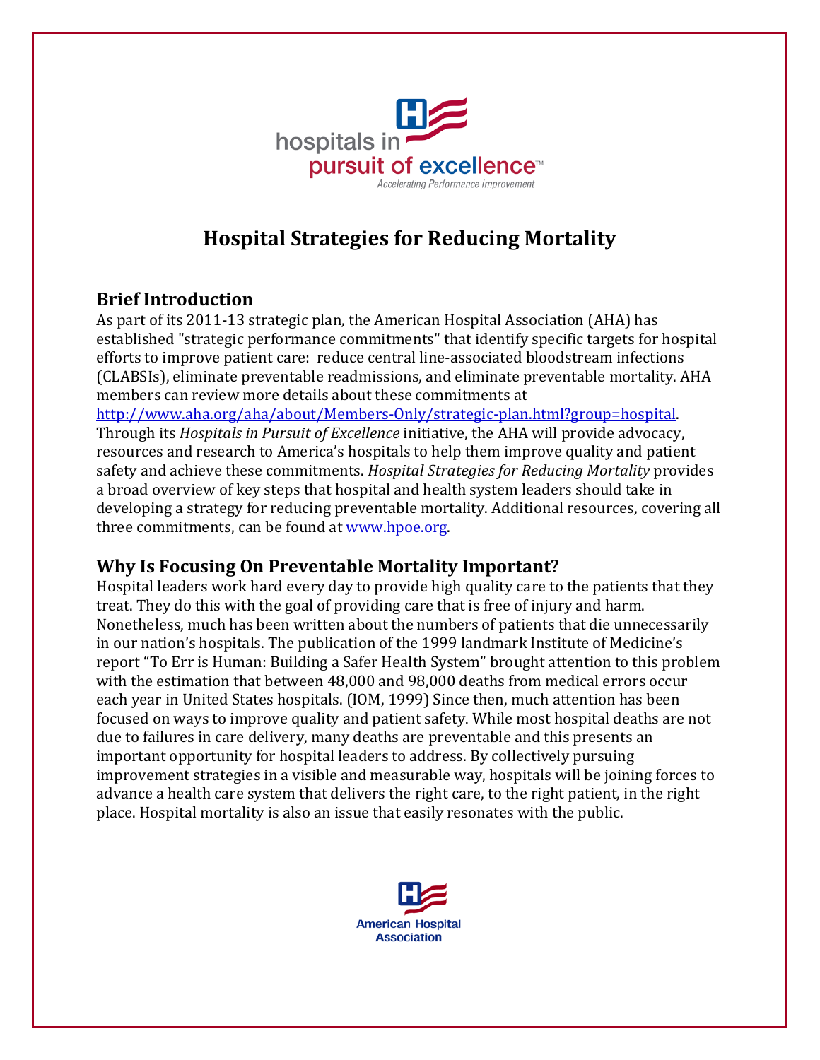hospitals in pursuit of excellence™

*Accelerating Performance Improvement*

# Hospital Strategies for Reducing Mortality

## Brief Introduction

As part of its 2011-13 strategic plan, the American Hospital Association (AHA) has established "strategic performance commitments" that identify specific targets for hospital efforts to improve patient care: reduce central line-associated bloodstream infections (CLABSIs), eliminate preventable readmissions, and eliminate preventable mortality. AHA members can review more details about these commitments at http://www.aha.org/aha/about/Members-Only/strategic-plan.html?group=hospital. Through its *Hospitals in Pursuit of Excellence* initiative, the AHA will provide advocacy, resources and research to America's hospitals to help them improve quality and patient safety and achieve these commitments. *Hospital Strategies for Reducing Mortality* provides a broad overview of key steps that hospital and health system leaders should take in developing a strategy for reducing preventable mortality. Additional resources, covering all three commitments, can be found at www.hpoe.org.

## Why Is Focusing On Preventable Mortality Important?

Hospital leaders work hard every day to provide high quality care to the patients that they treat. They do this with the goal of providing care that is free of injury and harm. Nonetheless, much has been written about the numbers of patients that die unnecessarily in our nation's hospitals. The publication of the 1999 landmark Institute of Medicine's report "To Err is Human: Building a Safer Health System" brought attention to this problem with the estimation that between 48,000 and 98,000 deaths from medical errors occur each year in United States hospitals. (IOM, 1999) Since then, much attention has been focused on ways to improve quality and patient safety. While most hospital deaths are not due to failures in care delivery, many deaths are preventable and this presents an important opportunity for hospital leaders to address. By collectively pursuing improvement strategies in a visible and measurable way, hospitals will be joining forces to advance a health care system that delivers the right care, to the right patient, in the right place. Hospital mortality is also an issue that easily resonates with the public.

American Hospital Association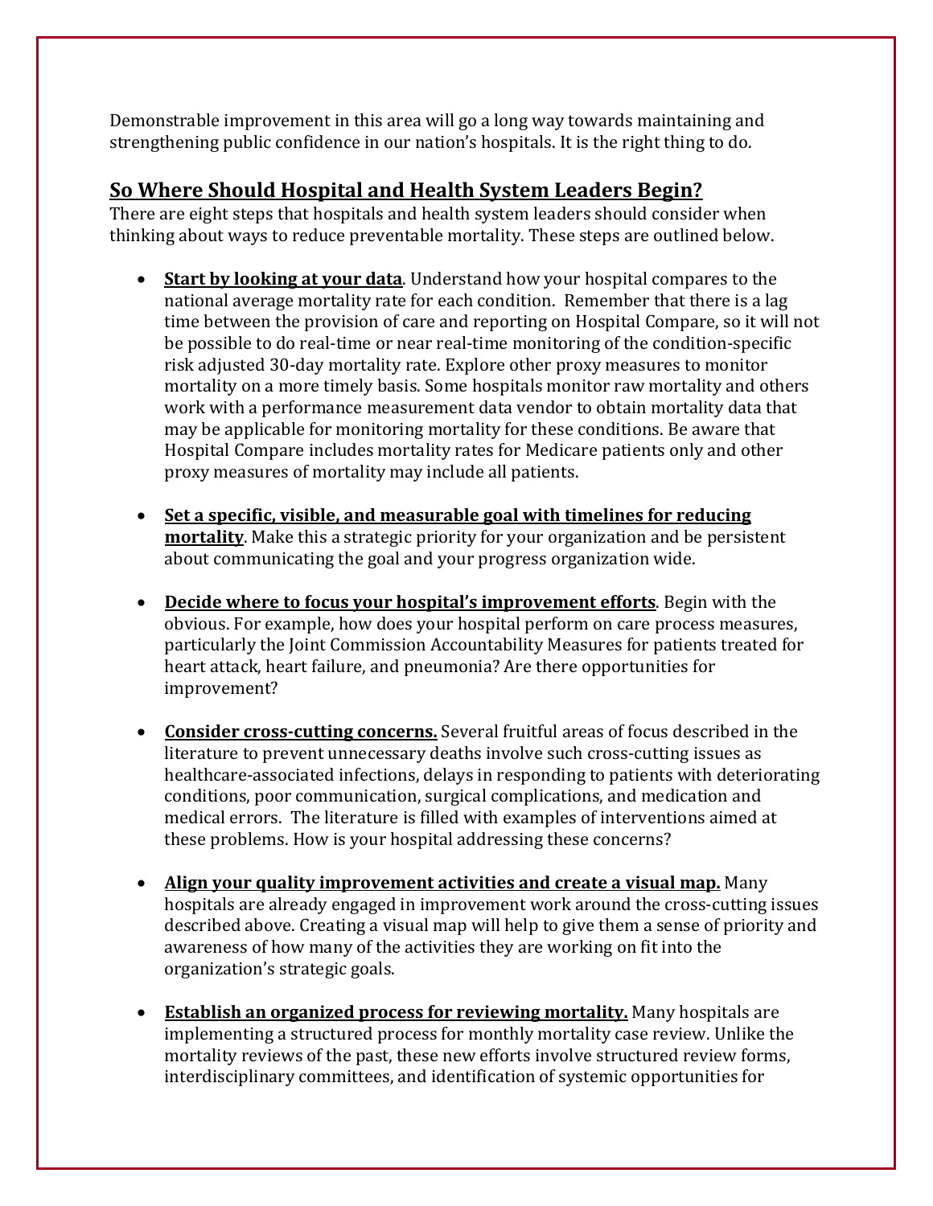Demonstrable improvement in this area will go a long way towards maintaining and strengthening public confidence in our nation's hospitals. It is the right thing to do.

## So Where Should Hospital and Health System Leaders Begin?

There are eight steps that hospitals and health system leaders should consider when thinking about ways to reduce preventable mortality. These steps are outlined below.

- **Start by looking at your data**. Understand how your hospital compares to the national average mortality rate for each condition. Remember that there is a lag time between the provision of care and reporting on Hospital Compare, so it will not be possible to do real-time or near real-time monitoring of the condition-specific risk adjusted 30-day mortality rate. Explore other proxy measures to monitor mortality on a more timely basis. Some hospitals monitor raw mortality and others work with a performance measurement data vendor to obtain mortality data that may be applicable for monitoring mortality for these conditions. Be aware that Hospital Compare includes mortality rates for Medicare patients only and other proxy measures of mortality may include all patients.

- **Set a specific, visible, and measurable goal with timelines for reducing mortality**. Make this a strategic priority for your organization and be persistent about communicating the goal and your progress organization wide.

- **Decide where to focus your hospital's improvement efforts**. Begin with the obvious. For example, how does your hospital perform on care process measures, particularly the Joint Commission Accountability Measures for patients treated for heart attack, heart failure, and pneumonia? Are there opportunities for improvement?

- **Consider cross-cutting concerns.** Several fruitful areas of focus described in the literature to prevent unnecessary deaths involve such cross-cutting issues as healthcare-associated infections, delays in responding to patients with deteriorating conditions, poor communication, surgical complications, and medication and medical errors. The literature is filled with examples of interventions aimed at these problems. How is your hospital addressing these concerns?

- **Align your quality improvement activities and create a visual map.** Many hospitals are already engaged in improvement work around the cross-cutting issues described above. Creating a visual map will help to give them a sense of priority and awareness of how many of the activities they are working on fit into the organization's strategic goals.

- **Establish an organized process for reviewing mortality.** Many hospitals are implementing a structured process for monthly mortality case review. Unlike the mortality reviews of the past, these new efforts involve structured review forms, interdisciplinary committees, and identification of systemic opportunities for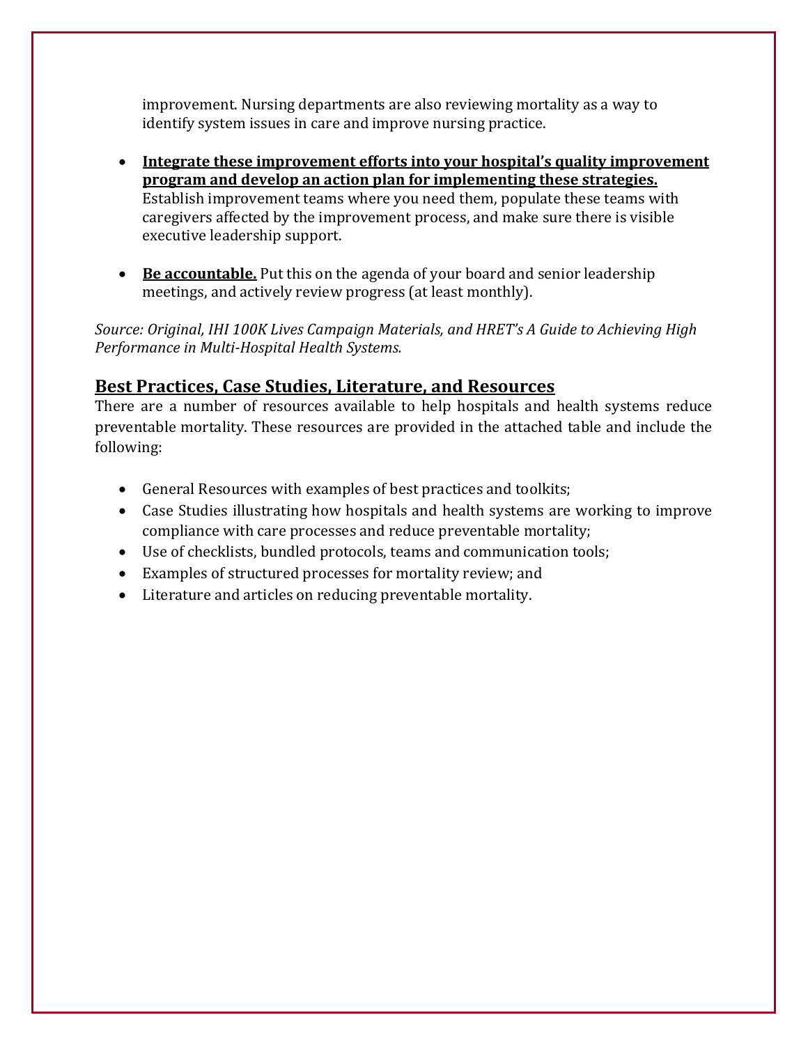improvement. Nursing departments are also reviewing mortality as a way to identify system issues in care and improve nursing practice.

- **<u>Integrate these improvement efforts into your hospital's quality improvement program and develop an action plan for implementing these strategies.</u>** Establish improvement teams where you need them, populate these teams with caregivers affected by the improvement process, and make sure there is visible executive leadership support.

- **<u>Be accountable.</u>** Put this on the agenda of your board and senior leadership meetings, and actively review progress (at least monthly).

*Source: Original, IHI 100K Lives Campaign Materials, and HRET's A Guide to Achieving High Performance in Multi-Hospital Health Systems.*

## <u>Best Practices, Case Studies, Literature, and Resources</u>

There are a number of resources available to help hospitals and health systems reduce preventable mortality. These resources are provided in the attached table and include the following:

- General Resources with examples of best practices and toolkits;
- Case Studies illustrating how hospitals and health systems are working to improve compliance with care processes and reduce preventable mortality;
- Use of checklists, bundled protocols, teams and communication tools;
- Examples of structured processes for mortality review; and
- Literature and articles on reducing preventable mortality.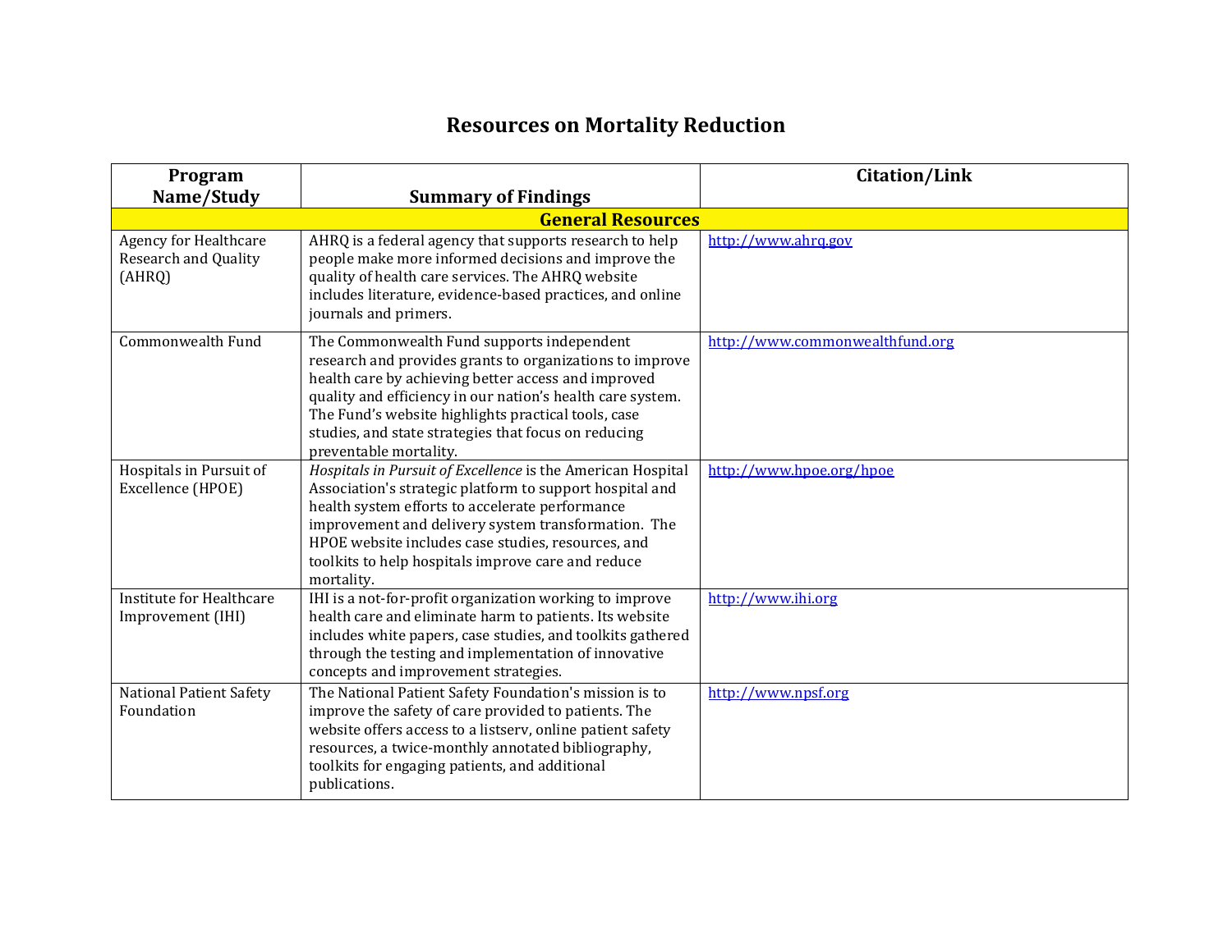# Resources on Mortality Reduction

| Program Name/Study | Summary of Findings | Citation/Link |
|---|---|---|
| **General Resources** | | |
| Agency for Healthcare Research and Quality (AHRQ) | AHRQ is a federal agency that supports research to help people make more informed decisions and improve the quality of health care services. The AHRQ website includes literature, evidence-based practices, and online journals and primers. | http://www.ahrq.gov |
| Commonwealth Fund | The Commonwealth Fund supports independent research and provides grants to organizations to improve health care by achieving better access and improved quality and efficiency in our nation's health care system. The Fund's website highlights practical tools, case studies, and state strategies that focus on reducing preventable mortality. | http://www.commonwealthfund.org |
| Hospitals in Pursuit of Excellence (HPOE) | *Hospitals in Pursuit of Excellence* is the American Hospital Association's strategic platform to support hospital and health system efforts to accelerate performance improvement and delivery system transformation. The HPOE website includes case studies, resources, and toolkits to help hospitals improve care and reduce mortality. | http://www.hpoe.org/hpoe |
| Institute for Healthcare Improvement (IHI) | IHI is a not-for-profit organization working to improve health care and eliminate harm to patients. Its website includes white papers, case studies, and toolkits gathered through the testing and implementation of innovative concepts and improvement strategies. | http://www.ihi.org |
| National Patient Safety Foundation | The National Patient Safety Foundation's mission is to improve the safety of care provided to patients. The website offers access to a listserv, online patient safety resources, a twice-monthly annotated bibliography, toolkits for engaging patients, and additional publications. | http://www.npsf.org |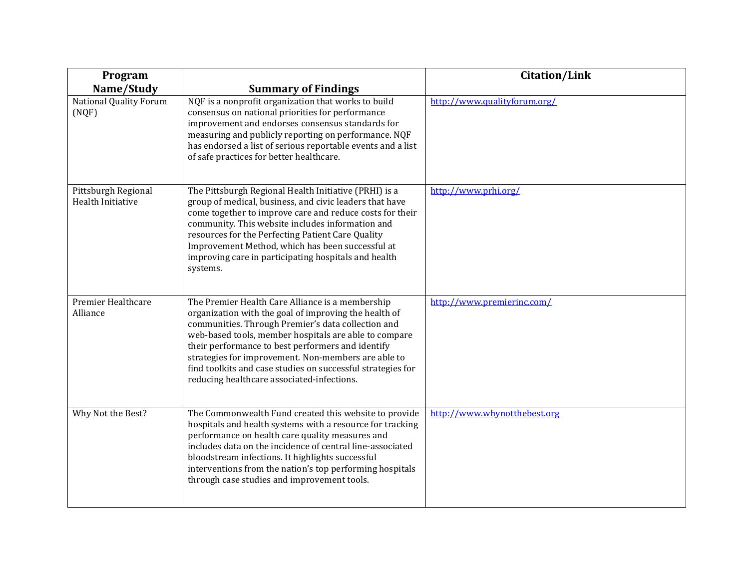| Program Name/Study | Summary of Findings | Citation/Link |
| --- | --- | --- |
| National Quality Forum (NQF) | NQF is a nonprofit organization that works to build consensus on national priorities for performance improvement and endorses consensus standards for measuring and publicly reporting on performance. NQF has endorsed a list of serious reportable events and a list of safe practices for better healthcare. | http://www.qualityforum.org/ |
| Pittsburgh Regional Health Initiative | The Pittsburgh Regional Health Initiative (PRHI) is a group of medical, business, and civic leaders that have come together to improve care and reduce costs for their community. This website includes information and resources for the Perfecting Patient Care Quality Improvement Method, which has been successful at improving care in participating hospitals and health systems. | http://www.prhi.org/ |
| Premier Healthcare Alliance | The Premier Health Care Alliance is a membership organization with the goal of improving the health of communities. Through Premier's data collection and web-based tools, member hospitals are able to compare their performance to best performers and identify strategies for improvement. Non-members are able to find toolkits and case studies on successful strategies for reducing healthcare associated-infections. | http://www.premierinc.com/ |
| Why Not the Best? | The Commonwealth Fund created this website to provide hospitals and health systems with a resource for tracking performance on health care quality measures and includes data on the incidence of central line-associated bloodstream infections. It highlights successful interventions from the nation's top performing hospitals through case studies and improvement tools. | http://www.whynotthebest.org |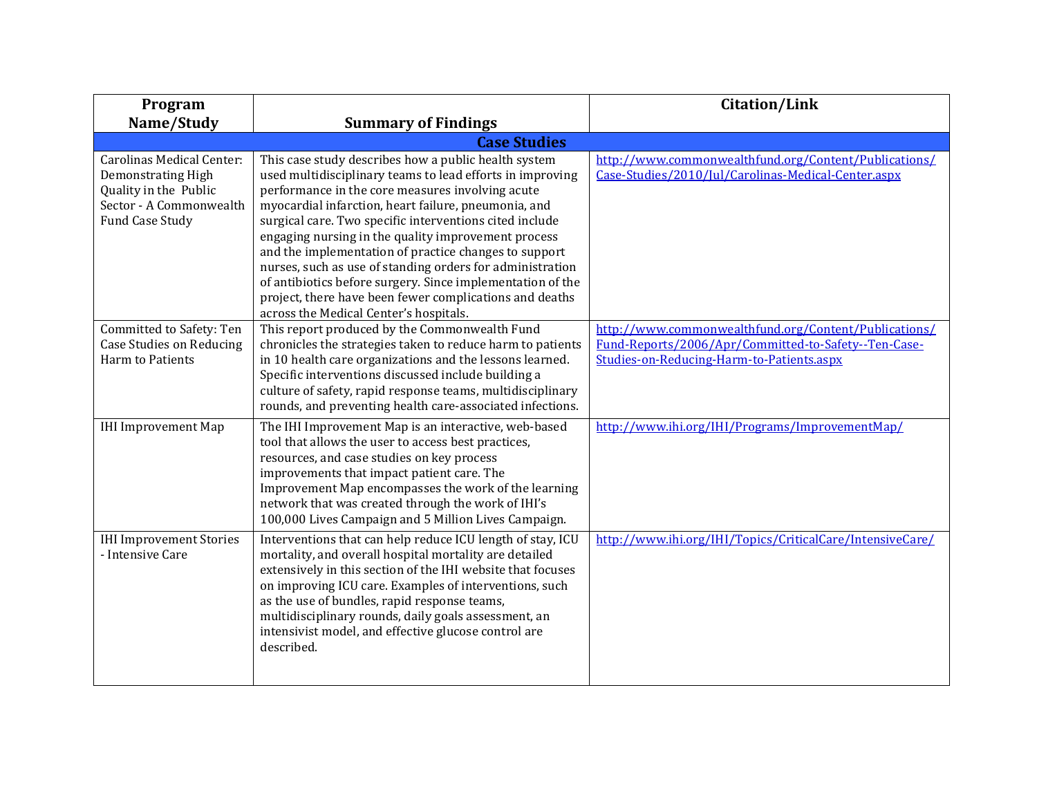| Program Name/Study | Summary of Findings | Citation/Link |
| --- | --- | --- |
| **Case Studies** | | |
| Carolinas Medical Center: Demonstrating High Quality in the Public Sector - A Commonwealth Fund Case Study | This case study describes how a public health system used multidisciplinary teams to lead efforts in improving performance in the core measures involving acute myocardial infarction, heart failure, pneumonia, and surgical care. Two specific interventions cited include engaging nursing in the quality improvement process and the implementation of practice changes to support nurses, such as use of standing orders for administration of antibiotics before surgery. Since implementation of the project, there have been fewer complications and deaths across the Medical Center's hospitals. | http://www.commonwealthfund.org/Content/Publications/Case-Studies/2010/Jul/Carolinas-Medical-Center.aspx |
| Committed to Safety: Ten Case Studies on Reducing Harm to Patients | This report produced by the Commonwealth Fund chronicles the strategies taken to reduce harm to patients in 10 health care organizations and the lessons learned. Specific interventions discussed include building a culture of safety, rapid response teams, multidisciplinary rounds, and preventing health care-associated infections. | http://www.commonwealthfund.org/Content/Publications/Fund-Reports/2006/Apr/Committed-to-Safety--Ten-Case-Studies-on-Reducing-Harm-to-Patients.aspx |
| IHI Improvement Map | The IHI Improvement Map is an interactive, web-based tool that allows the user to access best practices, resources, and case studies on key process improvements that impact patient care. The Improvement Map encompasses the work of the learning network that was created through the work of IHI's 100,000 Lives Campaign and 5 Million Lives Campaign. | http://www.ihi.org/IHI/Programs/ImprovementMap/ |
| IHI Improvement Stories - Intensive Care | Interventions that can help reduce ICU length of stay, ICU mortality, and overall hospital mortality are detailed extensively in this section of the IHI website that focuses on improving ICU care. Examples of interventions, such as the use of bundles, rapid response teams, multidisciplinary rounds, daily goals assessment, an intensivist model, and effective glucose control are described. | http://www.ihi.org/IHI/Topics/CriticalCare/IntensiveCare/ |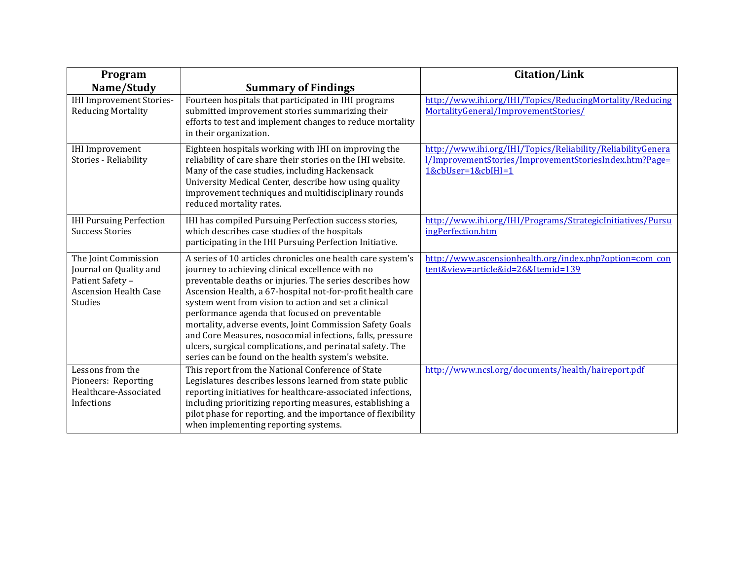| Program Name/Study | Summary of Findings | Citation/Link |
| --- | --- | --- |
| IHI Improvement Stories-Reducing Mortality | Fourteen hospitals that participated in IHI programs submitted improvement stories summarizing their efforts to test and implement changes to reduce mortality in their organization. | http://www.ihi.org/IHI/Topics/ReducingMortality/ReducingMortalityGeneral/ImprovementStories/ |
| IHI Improvement Stories - Reliability | Eighteen hospitals working with IHI on improving the reliability of care share their stories on the IHI website. Many of the case studies, including Hackensack University Medical Center, describe how using quality improvement techniques and multidisciplinary rounds reduced mortality rates. | http://www.ihi.org/IHI/Topics/Reliability/ReliabilityGeneral/ImprovementStories/ImprovementStoriesIndex.htm?Page=1&cbUser=1&cbIHI=1 |
| IHI Pursuing Perfection Success Stories | IHI has compiled Pursuing Perfection success stories, which describes case studies of the hospitals participating in the IHI Pursuing Perfection Initiative. | http://www.ihi.org/IHI/Programs/StrategicInitiatives/PursuingPerfection.htm |
| The Joint Commission Journal on Quality and Patient Safety – Ascension Health Case Studies | A series of 10 articles chronicles one health care system's journey to achieving clinical excellence with no preventable deaths or injuries. The series describes how Ascension Health, a 67-hospital not-for-profit health care system went from vision to action and set a clinical performance agenda that focused on preventable mortality, adverse events, Joint Commission Safety Goals and Core Measures, nosocomial infections, falls, pressure ulcers, surgical complications, and perinatal safety. The series can be found on the health system's website. | http://www.ascensionhealth.org/index.php?option=com_content&view=article&id=26&Itemid=139 |
| Lessons from the Pioneers: Reporting Healthcare-Associated Infections | This report from the National Conference of State Legislatures describes lessons learned from state public reporting initiatives for healthcare-associated infections, including prioritizing reporting measures, establishing a pilot phase for reporting, and the importance of flexibility when implementing reporting systems. | http://www.ncsl.org/documents/health/haireport.pdf |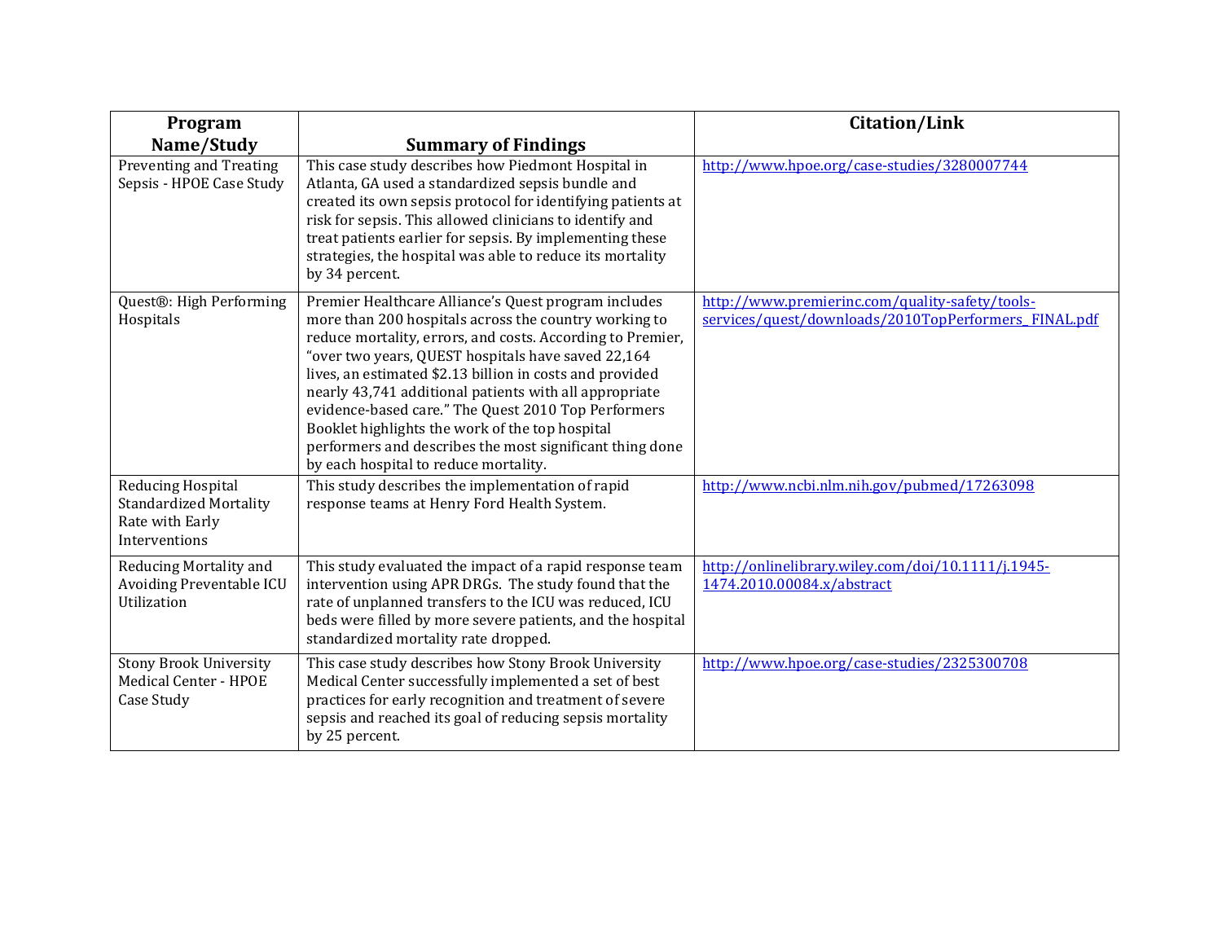| Program Name/Study | Summary of Findings | Citation/Link |
| --- | --- | --- |
| Preventing and Treating Sepsis - HPOE Case Study | This case study describes how Piedmont Hospital in Atlanta, GA used a standardized sepsis bundle and created its own sepsis protocol for identifying patients at risk for sepsis. This allowed clinicians to identify and treat patients earlier for sepsis. By implementing these strategies, the hospital was able to reduce its mortality by 34 percent. | http://www.hpoe.org/case-studies/3280007744 |
| Quest®: High Performing Hospitals | Premier Healthcare Alliance's Quest program includes more than 200 hospitals across the country working to reduce mortality, errors, and costs. According to Premier, "over two years, QUEST hospitals have saved 22,164 lives, an estimated $2.13 billion in costs and provided nearly 43,741 additional patients with all appropriate evidence-based care." The Quest 2010 Top Performers Booklet highlights the work of the top hospital performers and describes the most significant thing done by each hospital to reduce mortality. | http://www.premierinc.com/quality-safety/tools-services/quest/downloads/2010TopPerformers_FINAL.pdf |
| Reducing Hospital Standardized Mortality Rate with Early Interventions | This study describes the implementation of rapid response teams at Henry Ford Health System. | http://www.ncbi.nlm.nih.gov/pubmed/17263098 |
| Reducing Mortality and Avoiding Preventable ICU Utilization | This study evaluated the impact of a rapid response team intervention using APR DRGs. The study found that the rate of unplanned transfers to the ICU was reduced, ICU beds were filled by more severe patients, and the hospital standardized mortality rate dropped. | http://onlinelibrary.wiley.com/doi/10.1111/j.1945-1474.2010.00084.x/abstract |
| Stony Brook University Medical Center - HPOE Case Study | This case study describes how Stony Brook University Medical Center successfully implemented a set of best practices for early recognition and treatment of severe sepsis and reached its goal of reducing sepsis mortality by 25 percent. | http://www.hpoe.org/case-studies/2325300708 |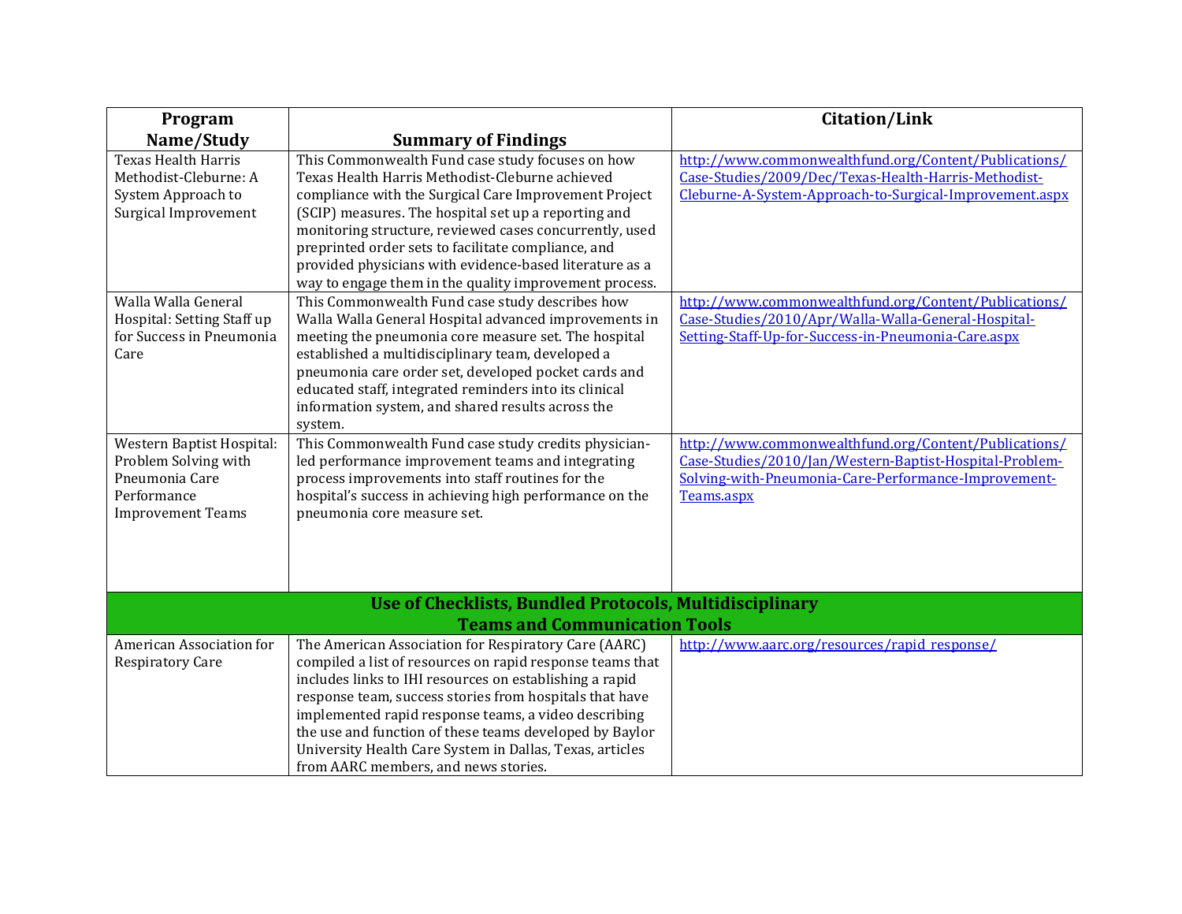| Program Name/Study | Summary of Findings | Citation/Link |
|---|---|---|
| Texas Health Harris Methodist-Cleburne: A System Approach to Surgical Improvement | This Commonwealth Fund case study focuses on how Texas Health Harris Methodist-Cleburne achieved compliance with the Surgical Care Improvement Project (SCIP) measures. The hospital set up a reporting and monitoring structure, reviewed cases concurrently, used preprinted order sets to facilitate compliance, and provided physicians with evidence-based literature as a way to engage them in the quality improvement process. | http://www.commonwealthfund.org/Content/Publications/Case-Studies/2009/Dec/Texas-Health-Harris-Methodist-Cleburne-A-System-Approach-to-Surgical-Improvement.aspx |
| Walla Walla General Hospital: Setting Staff up for Success in Pneumonia Care | This Commonwealth Fund case study describes how Walla Walla General Hospital advanced improvements in meeting the pneumonia core measure set. The hospital established a multidisciplinary team, developed a pneumonia care order set, developed pocket cards and educated staff, integrated reminders into its clinical information system, and shared results across the system. | http://www.commonwealthfund.org/Content/Publications/Case-Studies/2010/Apr/Walla-Walla-General-Hospital-Setting-Staff-Up-for-Success-in-Pneumonia-Care.aspx |
| Western Baptist Hospital: Problem Solving with Pneumonia Care Performance Improvement Teams | This Commonwealth Fund case study credits physician-led performance improvement teams and integrating process improvements into staff routines for the hospital's success in achieving high performance on the pneumonia core measure set. | http://www.commonwealthfund.org/Content/Publications/Case-Studies/2010/Jan/Western-Baptist-Hospital-Problem-Solving-with-Pneumonia-Care-Performance-Improvement-Teams.aspx |
| **Use of Checklists, Bundled Protocols, Multidisciplinary Teams and Communication Tools** | | |
| American Association for Respiratory Care | The American Association for Respiratory Care (AARC) compiled a list of resources on rapid response teams that includes links to IHI resources on establishing a rapid response team, success stories from hospitals that have implemented rapid response teams, a video describing the use and function of these teams developed by Baylor University Health Care System in Dallas, Texas, articles from AARC members, and news stories. | http://www.aarc.org/resources/rapid_response/ |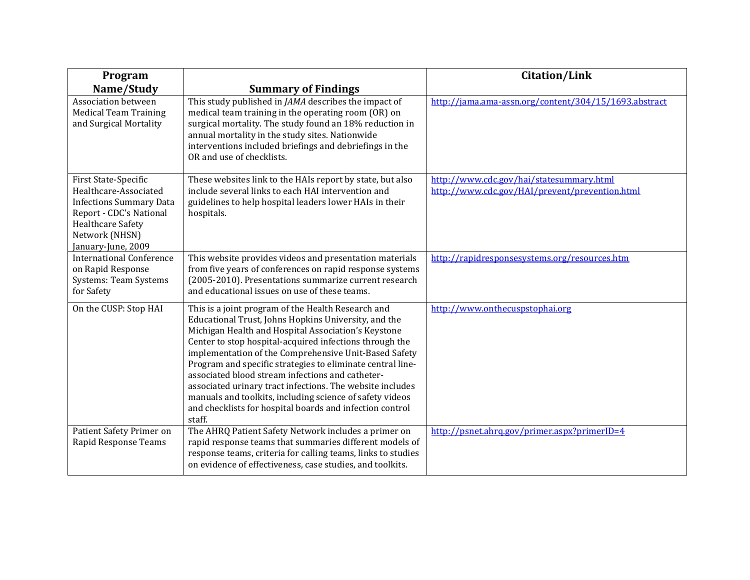| Program Name/Study | Summary of Findings | Citation/Link |
|---|---|---|
| Association between Medical Team Training and Surgical Mortality | This study published in *JAMA* describes the impact of medical team training in the operating room (OR) on surgical mortality. The study found an 18% reduction in annual mortality in the study sites. Nationwide interventions included briefings and debriefings in the OR and use of checklists. | http://jama.ama-assn.org/content/304/15/1693.abstract |
| First State-Specific Healthcare-Associated Infections Summary Data Report - CDC's National Healthcare Safety Network (NHSN) January-June, 2009 | These websites link to the HAIs report by state, but also include several links to each HAI intervention and guidelines to help hospital leaders lower HAIs in their hospitals. | http://www.cdc.gov/hai/statesummary.html http://www.cdc.gov/HAI/prevent/prevention.html |
| International Conference on Rapid Response Systems: Team Systems for Safety | This website provides videos and presentation materials from five years of conferences on rapid response systems (2005-2010). Presentations summarize current research and educational issues on use of these teams. | http://rapidresponsesystems.org/resources.htm |
| On the CUSP: Stop HAI | This is a joint program of the Health Research and Educational Trust, Johns Hopkins University, and the Michigan Health and Hospital Association's Keystone Center to stop hospital-acquired infections through the implementation of the Comprehensive Unit-Based Safety Program and specific strategies to eliminate central line-associated blood stream infections and catheter-associated urinary tract infections. The website includes manuals and toolkits, including science of safety videos and checklists for hospital boards and infection control staff. | http://www.onthecuspstophai.org |
| Patient Safety Primer on Rapid Response Teams | The AHRQ Patient Safety Network includes a primer on rapid response teams that summaries different models of response teams, criteria for calling teams, links to studies on evidence of effectiveness, case studies, and toolkits. | http://psnet.ahrq.gov/primer.aspx?primerID=4 |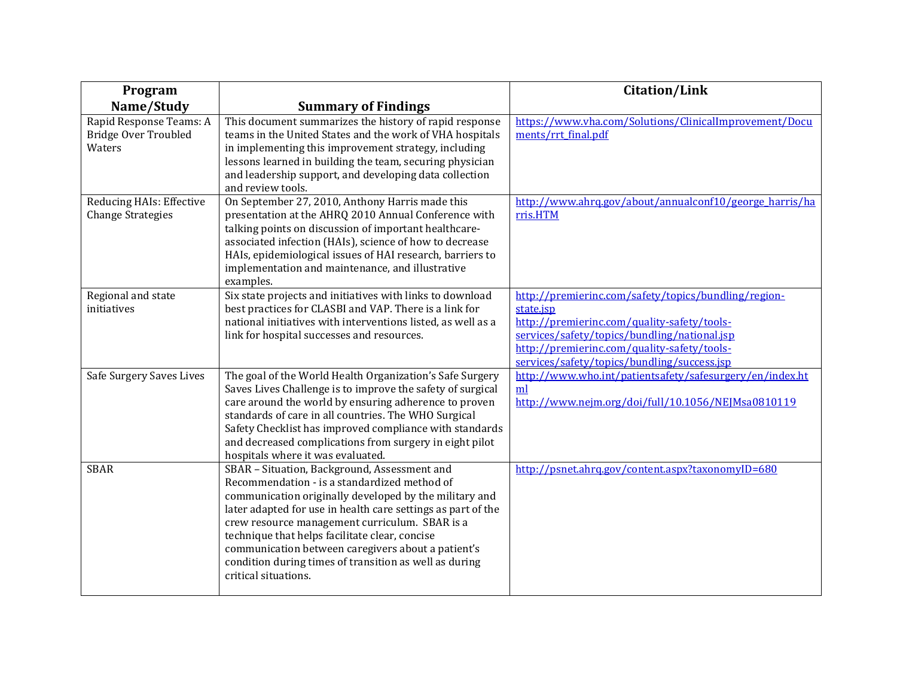| Program Name/Study | Summary of Findings | Citation/Link |
| --- | --- | --- |
| Rapid Response Teams: A Bridge Over Troubled Waters | This document summarizes the history of rapid response teams in the United States and the work of VHA hospitals in implementing this improvement strategy, including lessons learned in building the team, securing physician and leadership support, and developing data collection and review tools. | https://www.vha.com/Solutions/ClinicalImprovement/Documents/rrt_final.pdf |
| Reducing HAIs: Effective Change Strategies | On September 27, 2010, Anthony Harris made this presentation at the AHRQ 2010 Annual Conference with talking points on discussion of important healthcare-associated infection (HAIs), science of how to decrease HAIs, epidemiological issues of HAI research, barriers to implementation and maintenance, and illustrative examples. | http://www.ahrq.gov/about/annualconf10/george_harris/harris.HTM |
| Regional and state initiatives | Six state projects and initiatives with links to download best practices for CLASBI and VAP. There is a link for national initiatives with interventions listed, as well as a link for hospital successes and resources. | http://premierinc.com/safety/topics/bundling/region-state.jsp<br>http://premierinc.com/quality-safety/tools-services/safety/topics/bundling/national.jsp<br>http://premierinc.com/quality-safety/tools-services/safety/topics/bundling/success.jsp |
| Safe Surgery Saves Lives | The goal of the World Health Organization's Safe Surgery Saves Lives Challenge is to improve the safety of surgical care around the world by ensuring adherence to proven standards of care in all countries. The WHO Surgical Safety Checklist has improved compliance with standards and decreased complications from surgery in eight pilot hospitals where it was evaluated. | http://www.who.int/patientsafety/safesurgery/en/index.html<br>http://www.nejm.org/doi/full/10.1056/NEJMsa0810119 |
| SBAR | SBAR – Situation, Background, Assessment and Recommendation - is a standardized method of communication originally developed by the military and later adapted for use in health care settings as part of the crew resource management curriculum. SBAR is a technique that helps facilitate clear, concise communication between caregivers about a patient's condition during times of transition as well as during critical situations. | http://psnet.ahrq.gov/content.aspx?taxonomyID=680 |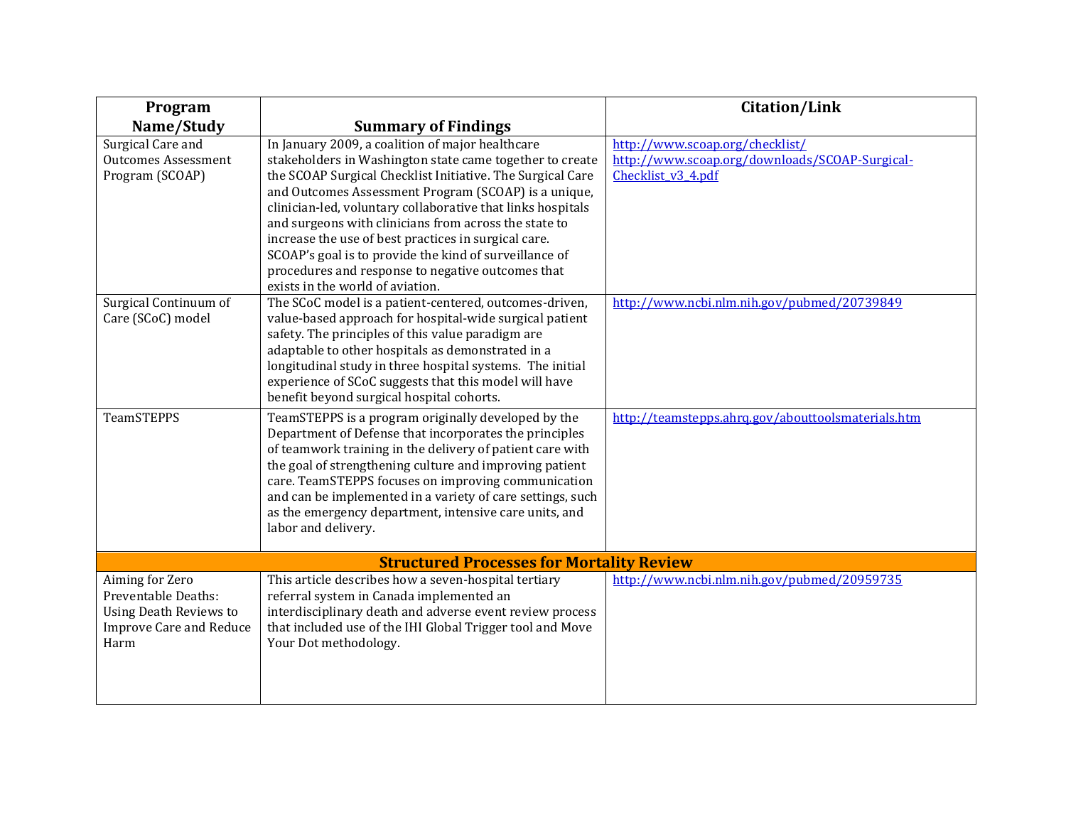| Program Name/Study | Summary of Findings | Citation/Link |
|---|---|---|
| Surgical Care and Outcomes Assessment Program (SCOAP) | In January 2009, a coalition of major healthcare stakeholders in Washington state came together to create the SCOAP Surgical Checklist Initiative. The Surgical Care and Outcomes Assessment Program (SCOAP) is a unique, clinician-led, voluntary collaborative that links hospitals and surgeons with clinicians from across the state to increase the use of best practices in surgical care. SCOAP's goal is to provide the kind of surveillance of procedures and response to negative outcomes that exists in the world of aviation. | http://www.scoap.org/checklist/ http://www.scoap.org/downloads/SCOAP-Surgical-Checklist_v3_4.pdf |
| Surgical Continuum of Care (SCoC) model | The SCoC model is a patient-centered, outcomes-driven, value-based approach for hospital-wide surgical patient safety. The principles of this value paradigm are adaptable to other hospitals as demonstrated in a longitudinal study in three hospital systems. The initial experience of SCoC suggests that this model will have benefit beyond surgical hospital cohorts. | http://www.ncbi.nlm.nih.gov/pubmed/20739849 |
| TeamSTEPPS | TeamSTEPPS is a program originally developed by the Department of Defense that incorporates the principles of teamwork training in the delivery of patient care with the goal of strengthening culture and improving patient care. TeamSTEPPS focuses on improving communication and can be implemented in a variety of care settings, such as the emergency department, intensive care units, and labor and delivery. | http://teamstepps.ahrq.gov/abouttoolsmaterials.htm |
| **Structured Processes for Mortality Review** | | |
| Aiming for Zero Preventable Deaths: Using Death Reviews to Improve Care and Reduce Harm | This article describes how a seven-hospital tertiary referral system in Canada implemented an interdisciplinary death and adverse event review process that included use of the IHI Global Trigger tool and Move Your Dot methodology. | http://www.ncbi.nlm.nih.gov/pubmed/20959735 |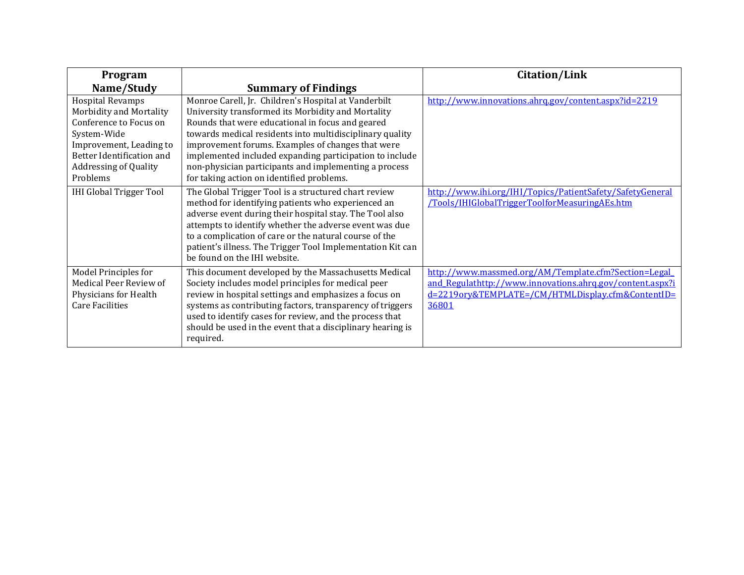| Program Name/Study | Summary of Findings | Citation/Link |
|---|---|---|
| Hospital Revamps Morbidity and Mortality Conference to Focus on System-Wide Improvement, Leading to Better Identification and Addressing of Quality Problems | Monroe Carell, Jr. Children's Hospital at Vanderbilt University transformed its Morbidity and Mortality Rounds that were educational in focus and geared towards medical residents into multidisciplinary quality improvement forums. Examples of changes that were implemented included expanding participation to include non-physician participants and implementing a process for taking action on identified problems. | http://www.innovations.ahrq.gov/content.aspx?id=2219 |
| IHI Global Trigger Tool | The Global Trigger Tool is a structured chart review method for identifying patients who experienced an adverse event during their hospital stay. The Tool also attempts to identify whether the adverse event was due to a complication of care or the natural course of the patient's illness. The Trigger Tool Implementation Kit can be found on the IHI website. | http://www.ihi.org/IHI/Topics/PatientSafety/SafetyGeneral/Tools/IHIGlobalTriggerToolforMeasuringAEs.htm |
| Model Principles for Medical Peer Review of Physicians for Health Care Facilities | This document developed by the Massachusetts Medical Society includes model principles for medical peer review in hospital settings and emphasizes a focus on systems as contributing factors, transparency of triggers used to identify cases for review, and the process that should be used in the event that a disciplinary hearing is required. | http://www.massmed.org/AM/Template.cfm?Section=Legal_and_Regulathttp://www.innovations.ahrq.gov/content.aspx?id=2219ory&TEMPLATE=/CM/HTMLDisplay.cfm&ContentID=36801 |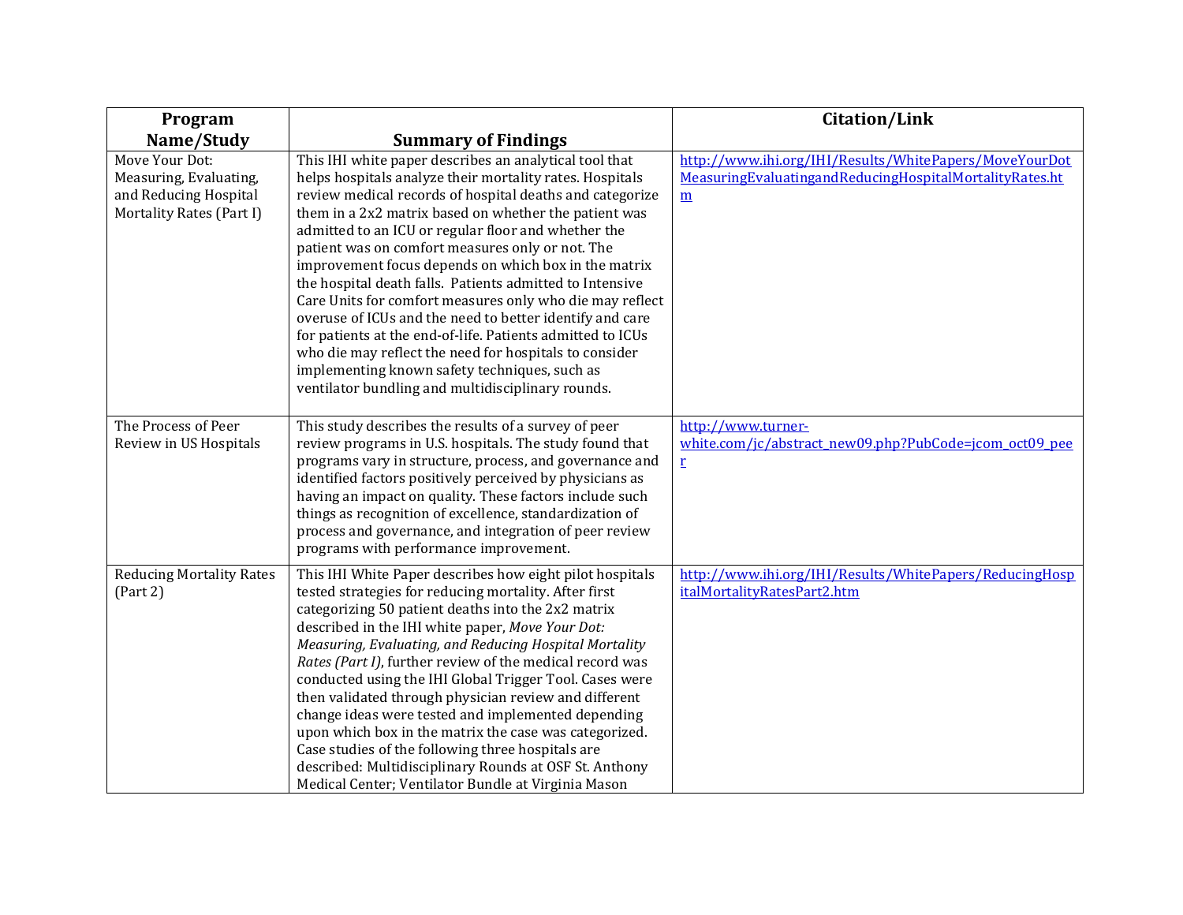| Program Name/Study | Summary of Findings | Citation/Link |
|---|---|---|
| Move Your Dot: Measuring, Evaluating, and Reducing Hospital Mortality Rates (Part I) | This IHI white paper describes an analytical tool that helps hospitals analyze their mortality rates. Hospitals review medical records of hospital deaths and categorize them in a 2x2 matrix based on whether the patient was admitted to an ICU or regular floor and whether the patient was on comfort measures only or not. The improvement focus depends on which box in the matrix the hospital death falls. Patients admitted to Intensive Care Units for comfort measures only who die may reflect overuse of ICUs and the need to better identify and care for patients at the end-of-life. Patients admitted to ICUs who die may reflect the need for hospitals to consider implementing known safety techniques, such as ventilator bundling and multidisciplinary rounds. | http://www.ihi.org/IHI/Results/WhitePapers/MoveYourDotMeasuringEvaluatingandReducingHospitalMortalityRates.htm |
| The Process of Peer Review in US Hospitals | This study describes the results of a survey of peer review programs in U.S. hospitals. The study found that programs vary in structure, process, and governance and identified factors positively perceived by physicians as having an impact on quality. These factors include such things as recognition of excellence, standardization of process and governance, and integration of peer review programs with performance improvement. | http://www.turner-white.com/jc/abstract_new09.php?PubCode=jcom_oct09_peer |
| Reducing Mortality Rates (Part 2) | This IHI White Paper describes how eight pilot hospitals tested strategies for reducing mortality. After first categorizing 50 patient deaths into the 2x2 matrix described in the IHI white paper, *Move Your Dot: Measuring, Evaluating, and Reducing Hospital Mortality Rates (Part I)*, further review of the medical record was conducted using the IHI Global Trigger Tool. Cases were then validated through physician review and different change ideas were tested and implemented depending upon which box in the matrix the case was categorized. Case studies of the following three hospitals are described: Multidisciplinary Rounds at OSF St. Anthony Medical Center; Ventilator Bundle at Virginia Mason | http://www.ihi.org/IHI/Results/WhitePapers/ReducingHospitalMortalityRatesPart2.htm |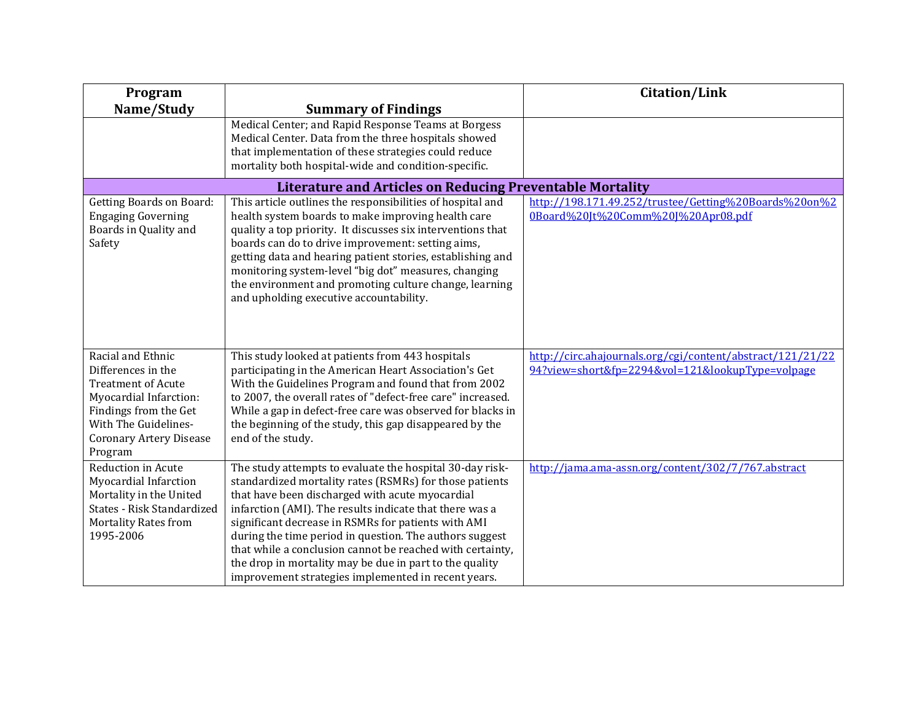| Program Name/Study | Summary of Findings | Citation/Link |
|---|---|---|
| | Medical Center; and Rapid Response Teams at Borgess Medical Center. Data from the three hospitals showed that implementation of these strategies could reduce mortality both hospital-wide and condition-specific. | |
| **Literature and Articles on Reducing Preventable Mortality** | | |
| Getting Boards on Board: Engaging Governing Boards in Quality and Safety | This article outlines the responsibilities of hospital and health system boards to make improving health care quality a top priority. It discusses six interventions that boards can do to drive improvement: setting aims, getting data and hearing patient stories, establishing and monitoring system-level "big dot" measures, changing the environment and promoting culture change, learning and upholding executive accountability. | http://198.171.49.252/trustee/Getting%20Boards%20on%20Board%20Jt%20Comm%20J%20Apr08.pdf |
| Racial and Ethnic Differences in the Treatment of Acute Myocardial Infarction: Findings from the Get With The Guidelines-Coronary Artery Disease Program | This study looked at patients from 443 hospitals participating in the American Heart Association's Get With the Guidelines Program and found that from 2002 to 2007, the overall rates of "defect-free care" increased. While a gap in defect-free care was observed for blacks in the beginning of the study, this gap disappeared by the end of the study. | http://circ.ahajournals.org/cgi/content/abstract/121/21/2294?view=short&fp=2294&vol=121&lookupType=volpage |
| Reduction in Acute Myocardial Infarction Mortality in the United States - Risk Standardized Mortality Rates from 1995-2006 | The study attempts to evaluate the hospital 30-day risk-standardized mortality rates (RSMRs) for those patients that have been discharged with acute myocardial infarction (AMI). The results indicate that there was a significant decrease in RSMRs for patients with AMI during the time period in question. The authors suggest that while a conclusion cannot be reached with certainty, the drop in mortality may be due in part to the quality improvement strategies implemented in recent years. | http://jama.ama-assn.org/content/302/7/767.abstract |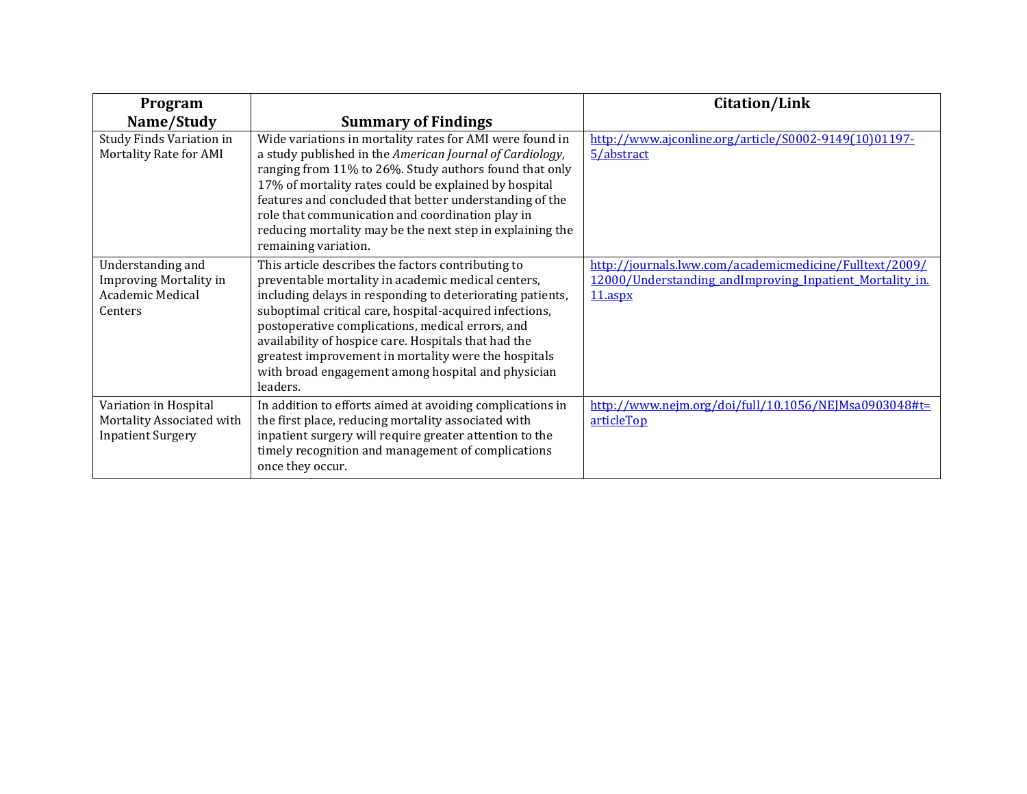| Program Name/Study | Summary of Findings | Citation/Link |
| --- | --- | --- |
| Study Finds Variation in Mortality Rate for AMI | Wide variations in mortality rates for AMI were found in a study published in the *American Journal of Cardiology*, ranging from 11% to 26%. Study authors found that only 17% of mortality rates could be explained by hospital features and concluded that better understanding of the role that communication and coordination play in reducing mortality may be the next step in explaining the remaining variation. | http://www.ajconline.org/article/S0002-9149(10)01197-5/abstract |
| Understanding and Improving Mortality in Academic Medical Centers | This article describes the factors contributing to preventable mortality in academic medical centers, including delays in responding to deteriorating patients, suboptimal critical care, hospital-acquired infections, postoperative complications, medical errors, and availability of hospice care. Hospitals that had the greatest improvement in mortality were the hospitals with broad engagement among hospital and physician leaders. | http://journals.lww.com/academicmedicine/Fulltext/2009/12000/Understanding_andImproving_Inpatient_Mortality_in.11.aspx |
| Variation in Hospital Mortality Associated with Inpatient Surgery | In addition to efforts aimed at avoiding complications in the first place, reducing mortality associated with inpatient surgery will require greater attention to the timely recognition and management of complications once they occur. | http://www.nejm.org/doi/full/10.1056/NEJMsa0903048#t=articleTop |